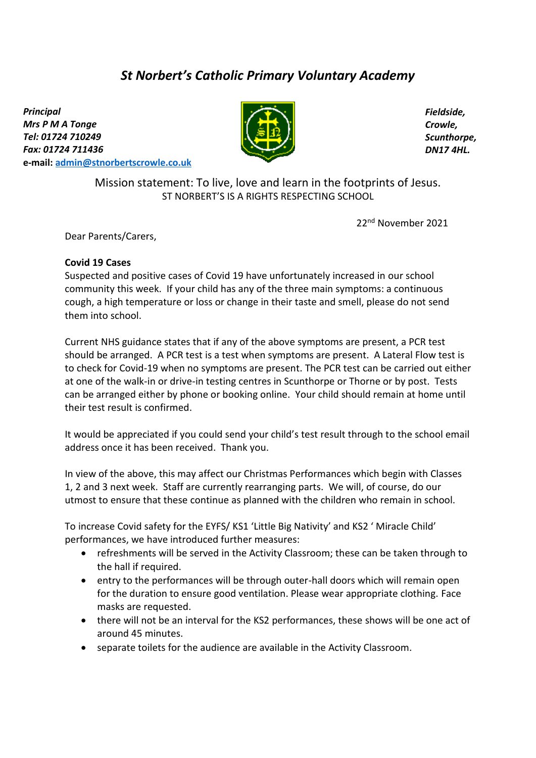# *St Norbert's Catholic Primary Voluntary Academy*

***Principal***
***Mrs P M A Tonge***
***Tel: 01724 710249***
***Fax: 01724 711436***
**e-mail: admin@stnorbertscrowle.co.uk**

***Fieldside,***
***Crowle,***
***Scunthorpe,***
***DN17 4HL.***

Mission statement: To live, love and learn in the footprints of Jesus.
ST NORBERT'S IS A RIGHTS RESPECTING SCHOOL

22nd November 2021

Dear Parents/Carers,

**Covid 19 Cases**

Suspected and positive cases of Covid 19 have unfortunately increased in our school community this week. If your child has any of the three main symptoms: a continuous cough, a high temperature or loss or change in their taste and smell, please do not send them into school.

Current NHS guidance states that if any of the above symptoms are present, a PCR test should be arranged. A PCR test is a test when symptoms are present. A Lateral Flow test is to check for Covid-19 when no symptoms are present. The PCR test can be carried out either at one of the walk-in or drive-in testing centres in Scunthorpe or Thorne or by post. Tests can be arranged either by phone or booking online. Your child should remain at home until their test result is confirmed.

It would be appreciated if you could send your child's test result through to the school email address once it has been received. Thank you.

In view of the above, this may affect our Christmas Performances which begin with Classes 1, 2 and 3 next week. Staff are currently rearranging parts. We will, of course, do our utmost to ensure that these continue as planned with the children who remain in school.

To increase Covid safety for the EYFS/ KS1 'Little Big Nativity' and KS2 ' Miracle Child' performances, we have introduced further measures:

- refreshments will be served in the Activity Classroom; these can be taken through to the hall if required.
- entry to the performances will be through outer-hall doors which will remain open for the duration to ensure good ventilation. Please wear appropriate clothing. Face masks are requested.
- there will not be an interval for the KS2 performances, these shows will be one act of around 45 minutes.
- separate toilets for the audience are available in the Activity Classroom.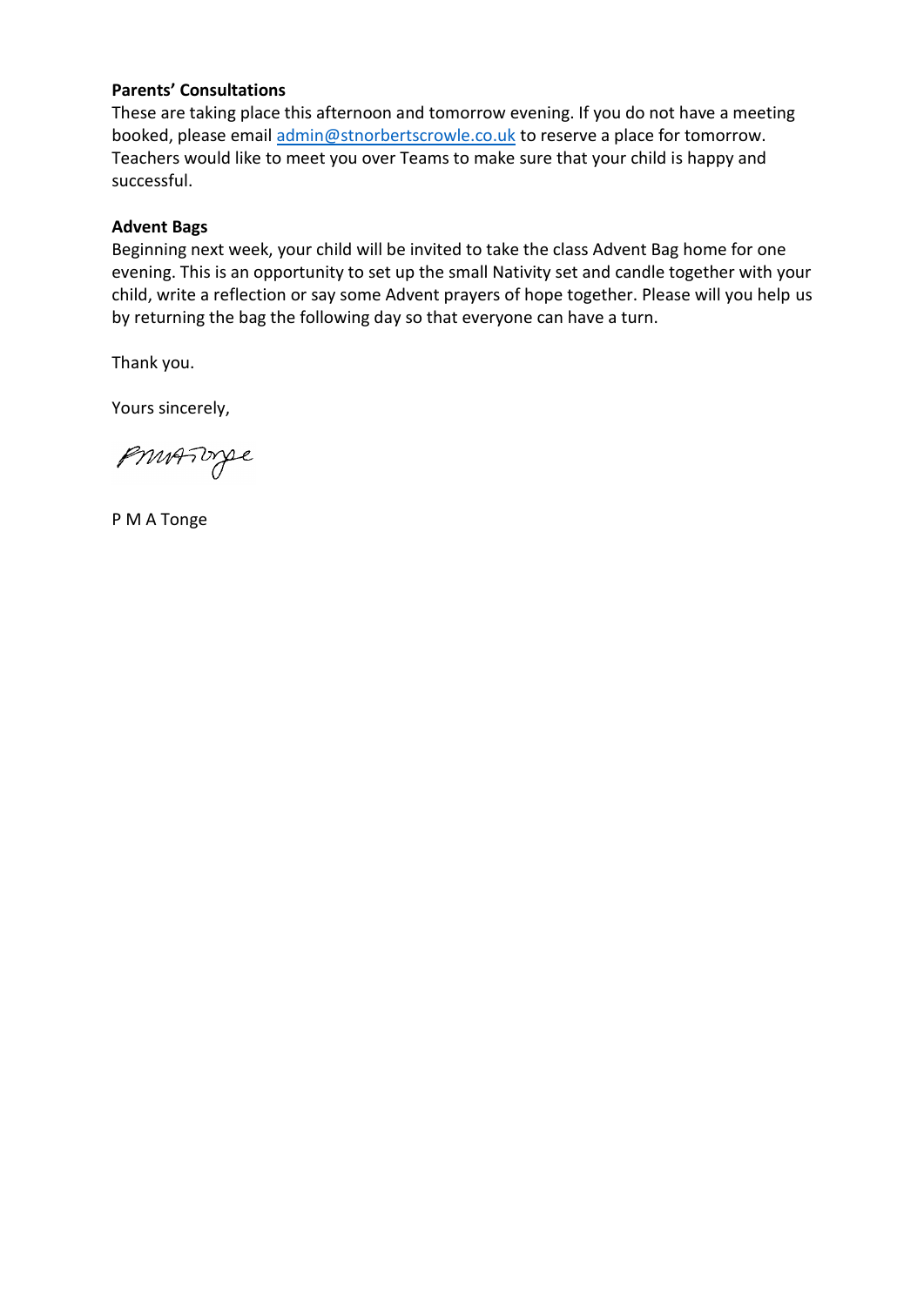**Parents' Consultations**

These are taking place this afternoon and tomorrow evening. If you do not have a meeting booked, please email admin@stnorbertscrowle.co.uk to reserve a place for tomorrow. Teachers would like to meet you over Teams to make sure that your child is happy and successful.

**Advent Bags**

Beginning next week, your child will be invited to take the class Advent Bag home for one evening. This is an opportunity to set up the small Nativity set and candle together with your child, write a reflection or say some Advent prayers of hope together. Please will you help us by returning the bag the following day so that everyone can have a turn.

Thank you.

Yours sincerely,

P M A Tonge